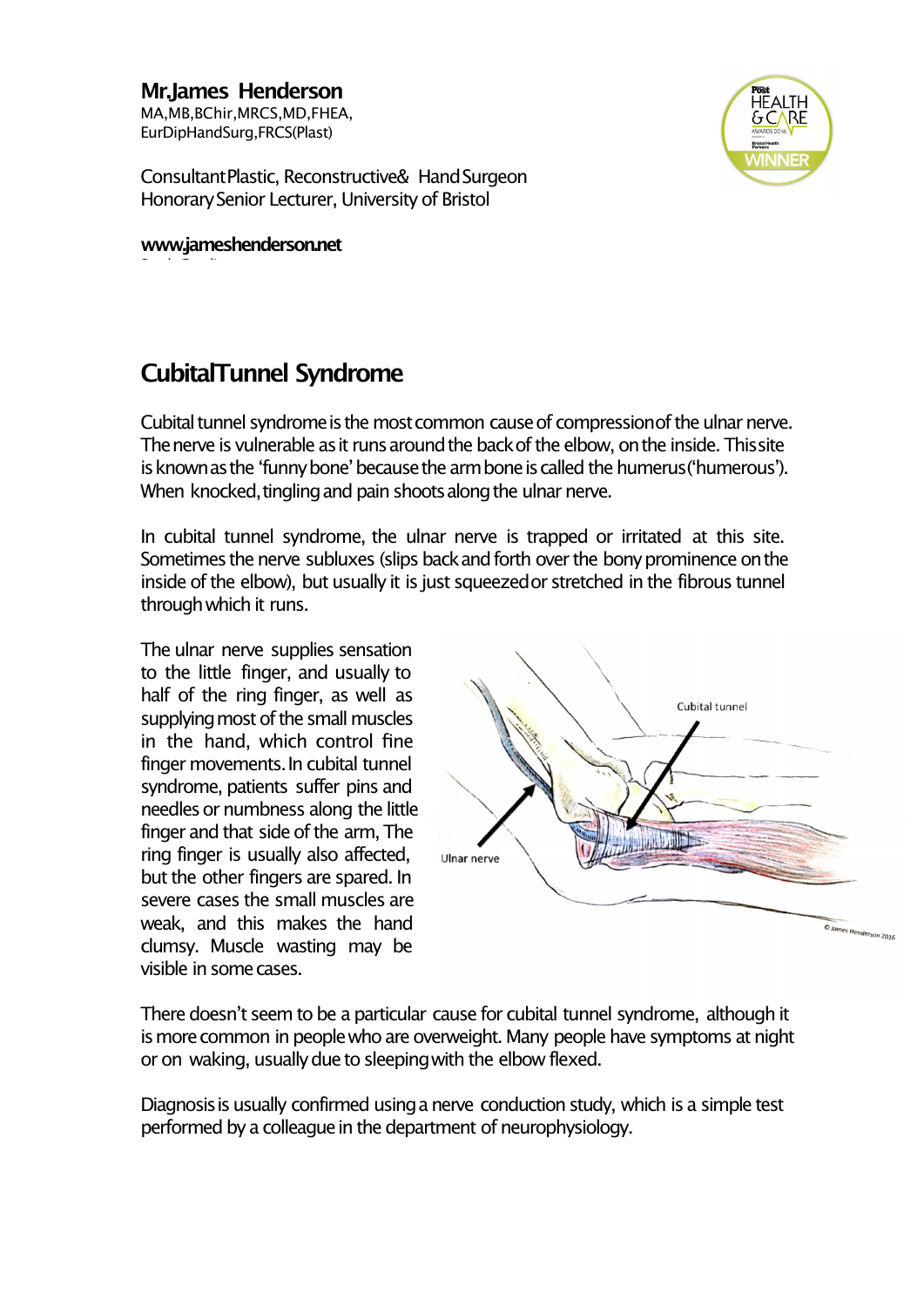**Mr.James Henderson**
MA,MB,BChir,MRCS,MD,FHEA,
EurDipHandSurg,FRCS(Plast)

Consultant Plastic, Reconstructive & Hand Surgeon
Honorary Senior Lecturer, University of Bristol

**www.jameshenderson.net**

# Cubital Tunnel Syndrome

Cubital tunnel syndrome is the most common cause of compression of the ulnar nerve. The nerve is vulnerable as it runs around the back of the elbow, on the inside. This site is known as the 'funny bone' because the arm bone is called the humerus ('humerous'). When knocked, tingling and pain shoots along the ulnar nerve.

In cubital tunnel syndrome, the ulnar nerve is trapped or irritated at this site. Sometimes the nerve subluxes (slips back and forth over the bony prominence on the inside of the elbow), but usually it is just squeezed or stretched in the fibrous tunnel through which it runs.

The ulnar nerve supplies sensation to the little finger, and usually to half of the ring finger, as well as supplying most of the small muscles in the hand, which control fine finger movements. In cubital tunnel syndrome, patients suffer pins and needles or numbness along the little finger and that side of the arm, The ring finger is usually also affected, but the other fingers are spared. In severe cases the small muscles are weak, and this makes the hand clumsy. Muscle wasting may be visible in some cases.

There doesn't seem to be a particular cause for cubital tunnel syndrome, although it is more common in people who are overweight. Many people have symptoms at night or on waking, usually due to sleeping with the elbow flexed.

Diagnosis is usually confirmed using a nerve conduction study, which is a simple test performed by a colleague in the department of neurophysiology.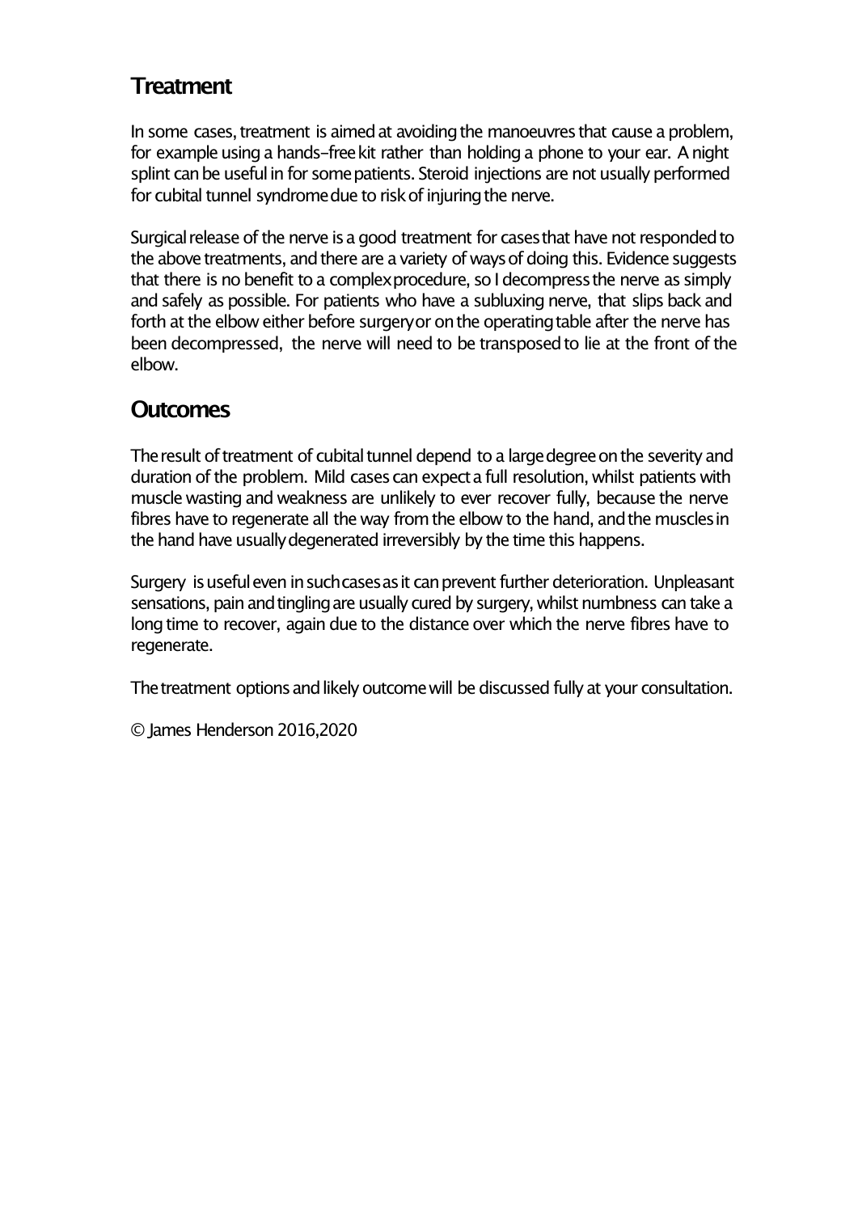## Treatment

In some cases, treatment is aimed at avoiding the manoeuvres that cause a problem, for example using a hands-free kit rather than holding a phone to your ear. A night splint can be useful in for some patients. Steroid injections are not usually performed for cubital tunnel syndrome due to risk of injuring the nerve.

Surgical release of the nerve is a good treatment for cases that have not responded to the above treatments, and there are a variety of ways of doing this. Evidence suggests that there is no benefit to a complex procedure, so I decompress the nerve as simply and safely as possible. For patients who have a subluxing nerve, that slips back and forth at the elbow either before surgery or on the operating table after the nerve has been decompressed, the nerve will need to be transposed to lie at the front of the elbow.

## Outcomes

The result of treatment of cubital tunnel depend to a large degree on the severity and duration of the problem. Mild cases can expect a full resolution, whilst patients with muscle wasting and weakness are unlikely to ever recover fully, because the nerve fibres have to regenerate all the way from the elbow to the hand, and the muscles in the hand have usually degenerated irreversibly by the time this happens.

Surgery is useful even in such cases as it can prevent further deterioration. Unpleasant sensations, pain and tingling are usually cured by surgery, whilst numbness can take a long time to recover, again due to the distance over which the nerve fibres have to regenerate.

The treatment options and likely outcome will be discussed fully at your consultation.

© James Henderson 2016,2020